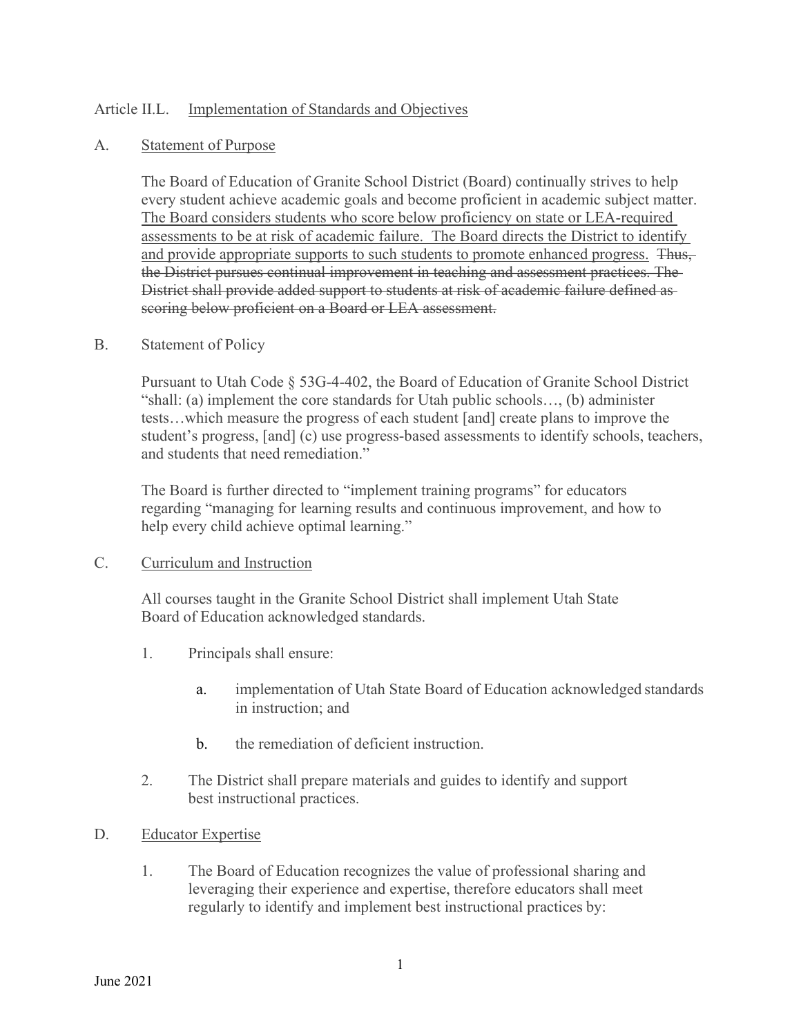Article II.L. Implementation of Standards and Objectives

A. Statement of Purpose

The Board of Education of Granite School District (Board) continually strives to help every student achieve academic goals and become proficient in academic subject matter. <u>The Board considers students who score below proficiency on state or LEA-required assessments to be at risk of academic failure. The Board directs the District to identify and provide appropriate supports to such students to promote enhanced progress.</u> ~~Thus, the District pursues continual improvement in teaching and assessment practices. The District shall provide added support to students at risk of academic failure defined as scoring below proficient on a Board or LEA assessment.~~

B. Statement of Policy

Pursuant to Utah Code § 53G-4-402, the Board of Education of Granite School District "shall: (a) implement the core standards for Utah public schools…, (b) administer tests…which measure the progress of each student [and] create plans to improve the student's progress, [and] (c) use progress-based assessments to identify schools, teachers, and students that need remediation."

The Board is further directed to "implement training programs" for educators regarding "managing for learning results and continuous improvement, and how to help every child achieve optimal learning."

C. Curriculum and Instruction

All courses taught in the Granite School District shall implement Utah State Board of Education acknowledged standards.

1. Principals shall ensure:

   a. implementation of Utah State Board of Education acknowledged standards in instruction; and

   b. the remediation of deficient instruction.

2. The District shall prepare materials and guides to identify and support best instructional practices.

D. Educator Expertise

1. The Board of Education recognizes the value of professional sharing and leveraging their experience and expertise, therefore educators shall meet regularly to identify and implement best instructional practices by:

June 2021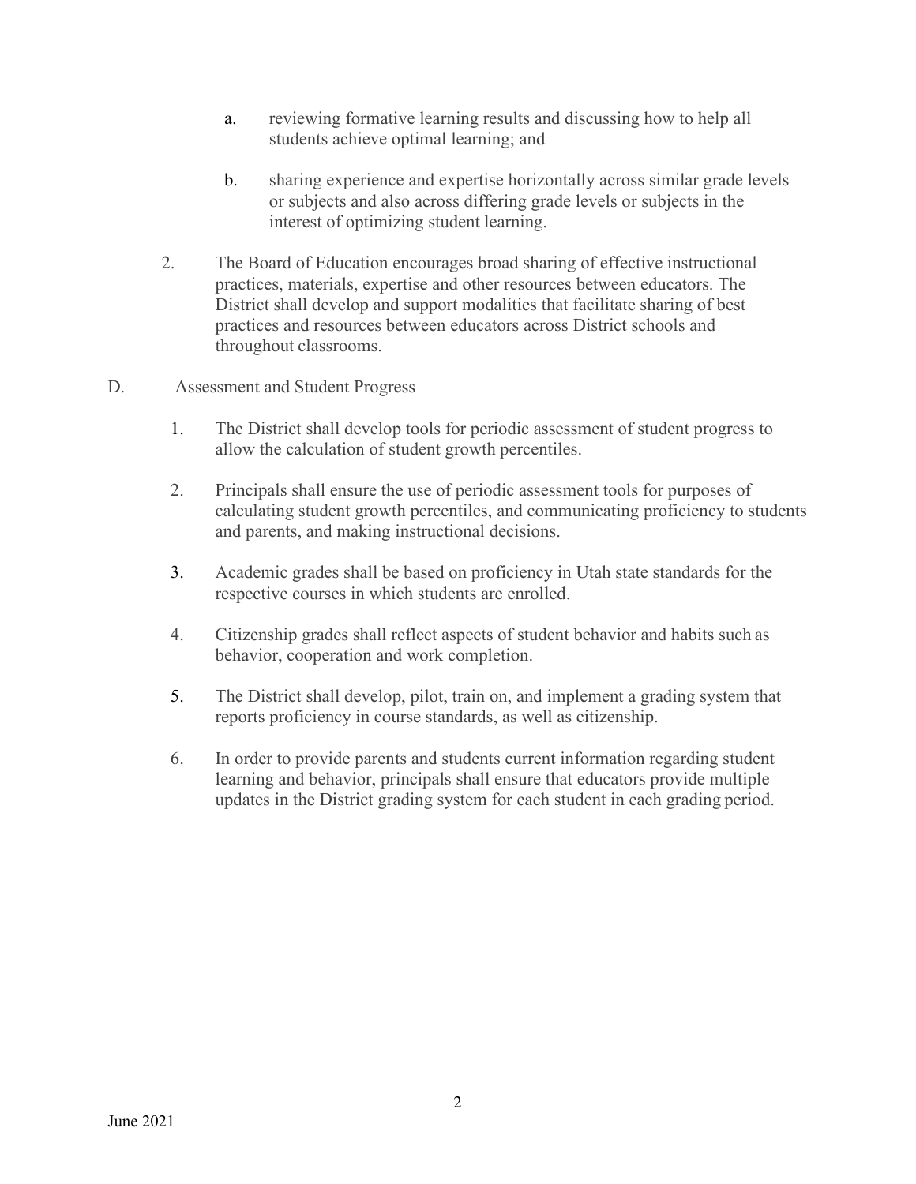a. reviewing formative learning results and discussing how to help all students achieve optimal learning; and

b. sharing experience and expertise horizontally across similar grade levels or subjects and also across differing grade levels or subjects in the interest of optimizing student learning.

2. The Board of Education encourages broad sharing of effective instructional practices, materials, expertise and other resources between educators. The District shall develop and support modalities that facilitate sharing of best practices and resources between educators across District schools and throughout classrooms.

D. <u>Assessment and Student Progress</u>

1. The District shall develop tools for periodic assessment of student progress to allow the calculation of student growth percentiles.

2. Principals shall ensure the use of periodic assessment tools for purposes of calculating student growth percentiles, and communicating proficiency to students and parents, and making instructional decisions.

3. Academic grades shall be based on proficiency in Utah state standards for the respective courses in which students are enrolled.

4. Citizenship grades shall reflect aspects of student behavior and habits such as behavior, cooperation and work completion.

5. The District shall develop, pilot, train on, and implement a grading system that reports proficiency in course standards, as well as citizenship.

6. In order to provide parents and students current information regarding student learning and behavior, principals shall ensure that educators provide multiple updates in the District grading system for each student in each grading period.